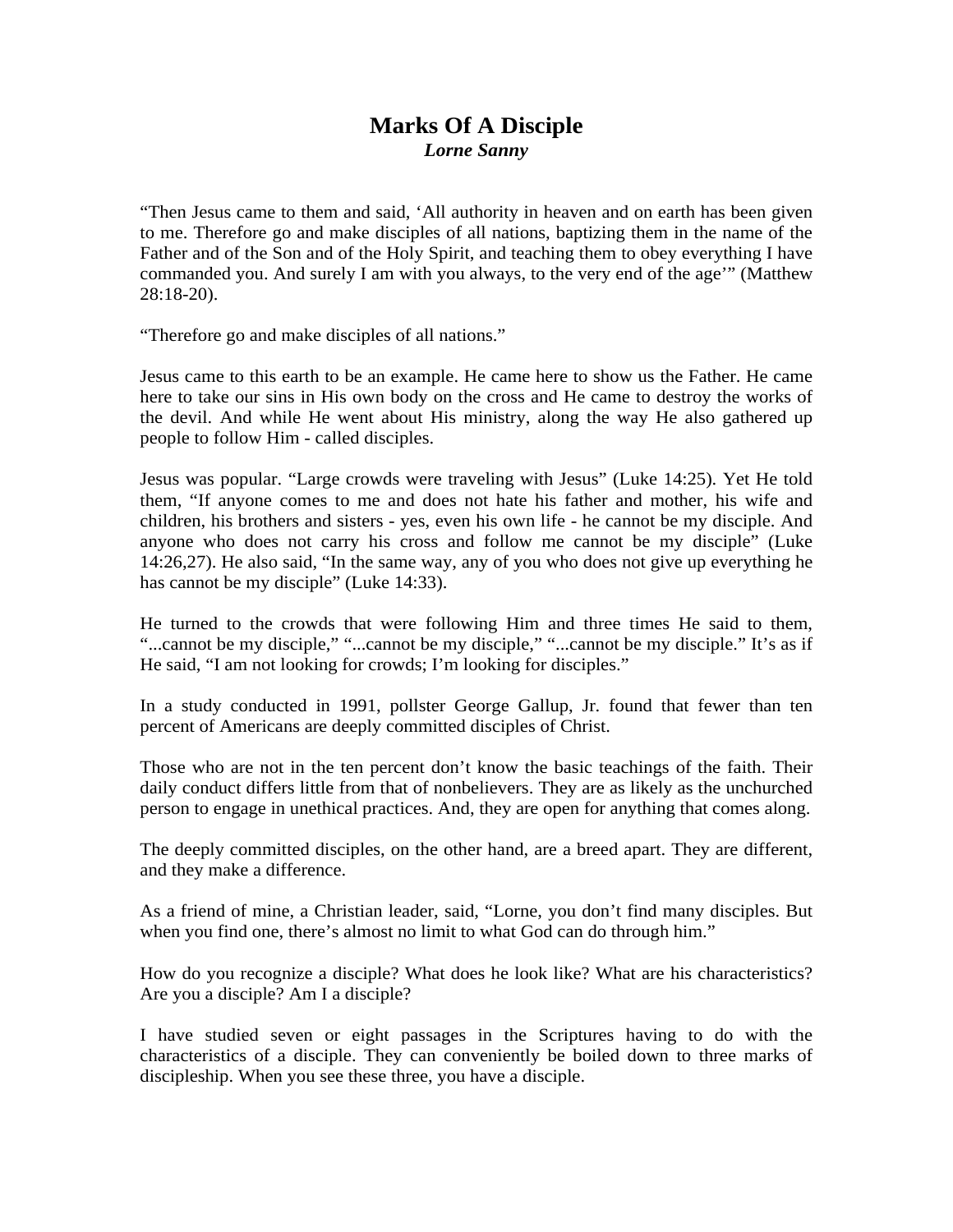# Marks Of A Disciple

***Lorne Sanny***

“Then Jesus came to them and said, ‘All authority in heaven and on earth has been given to me. Therefore go and make disciples of all nations, baptizing them in the name of the Father and of the Son and of the Holy Spirit, and teaching them to obey everything I have commanded you. And surely I am with you always, to the very end of the age’” (Matthew 28:18-20).

“Therefore go and make disciples of all nations.”

Jesus came to this earth to be an example. He came here to show us the Father. He came here to take our sins in His own body on the cross and He came to destroy the works of the devil. And while He went about His ministry, along the way He also gathered up people to follow Him - called disciples.

Jesus was popular. “Large crowds were traveling with Jesus” (Luke 14:25). Yet He told them, “If anyone comes to me and does not hate his father and mother, his wife and children, his brothers and sisters - yes, even his own life - he cannot be my disciple. And anyone who does not carry his cross and follow me cannot be my disciple” (Luke 14:26,27). He also said, “In the same way, any of you who does not give up everything he has cannot be my disciple” (Luke 14:33).

He turned to the crowds that were following Him and three times He said to them, “...cannot be my disciple,” “...cannot be my disciple,” “...cannot be my disciple.” It’s as if He said, “I am not looking for crowds; I’m looking for disciples.”

In a study conducted in 1991, pollster George Gallup, Jr. found that fewer than ten percent of Americans are deeply committed disciples of Christ.

Those who are not in the ten percent don’t know the basic teachings of the faith. Their daily conduct differs little from that of nonbelievers. They are as likely as the unchurched person to engage in unethical practices. And, they are open for anything that comes along.

The deeply committed disciples, on the other hand, are a breed apart. They are different, and they make a difference.

As a friend of mine, a Christian leader, said, “Lorne, you don’t find many disciples. But when you find one, there’s almost no limit to what God can do through him.”

How do you recognize a disciple? What does he look like? What are his characteristics? Are you a disciple? Am I a disciple?

I have studied seven or eight passages in the Scriptures having to do with the characteristics of a disciple. They can conveniently be boiled down to three marks of discipleship. When you see these three, you have a disciple.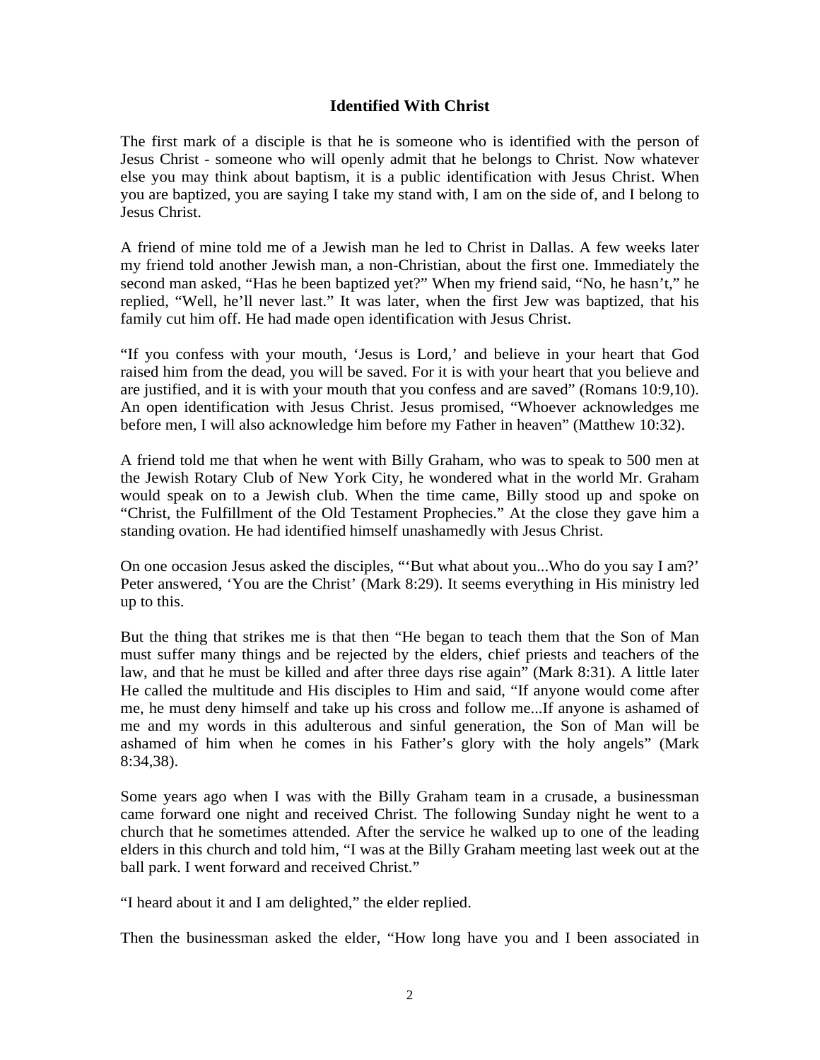## Identified With Christ

The first mark of a disciple is that he is someone who is identified with the person of Jesus Christ - someone who will openly admit that he belongs to Christ. Now whatever else you may think about baptism, it is a public identification with Jesus Christ. When you are baptized, you are saying I take my stand with, I am on the side of, and I belong to Jesus Christ.

A friend of mine told me of a Jewish man he led to Christ in Dallas. A few weeks later my friend told another Jewish man, a non-Christian, about the first one. Immediately the second man asked, "Has he been baptized yet?" When my friend said, "No, he hasn't," he replied, "Well, he'll never last." It was later, when the first Jew was baptized, that his family cut him off. He had made open identification with Jesus Christ.

"If you confess with your mouth, 'Jesus is Lord,' and believe in your heart that God raised him from the dead, you will be saved. For it is with your heart that you believe and are justified, and it is with your mouth that you confess and are saved" (Romans 10:9,10). An open identification with Jesus Christ. Jesus promised, "Whoever acknowledges me before men, I will also acknowledge him before my Father in heaven" (Matthew 10:32).

A friend told me that when he went with Billy Graham, who was to speak to 500 men at the Jewish Rotary Club of New York City, he wondered what in the world Mr. Graham would speak on to a Jewish club. When the time came, Billy stood up and spoke on "Christ, the Fulfillment of the Old Testament Prophecies." At the close they gave him a standing ovation. He had identified himself unashamedly with Jesus Christ.

On one occasion Jesus asked the disciples, "'But what about you...Who do you say I am?' Peter answered, 'You are the Christ' (Mark 8:29). It seems everything in His ministry led up to this.

But the thing that strikes me is that then "He began to teach them that the Son of Man must suffer many things and be rejected by the elders, chief priests and teachers of the law, and that he must be killed and after three days rise again" (Mark 8:31). A little later He called the multitude and His disciples to Him and said, "If anyone would come after me, he must deny himself and take up his cross and follow me...If anyone is ashamed of me and my words in this adulterous and sinful generation, the Son of Man will be ashamed of him when he comes in his Father's glory with the holy angels" (Mark 8:34,38).

Some years ago when I was with the Billy Graham team in a crusade, a businessman came forward one night and received Christ. The following Sunday night he went to a church that he sometimes attended. After the service he walked up to one of the leading elders in this church and told him, "I was at the Billy Graham meeting last week out at the ball park. I went forward and received Christ."

"I heard about it and I am delighted," the elder replied.

Then the businessman asked the elder, "How long have you and I been associated in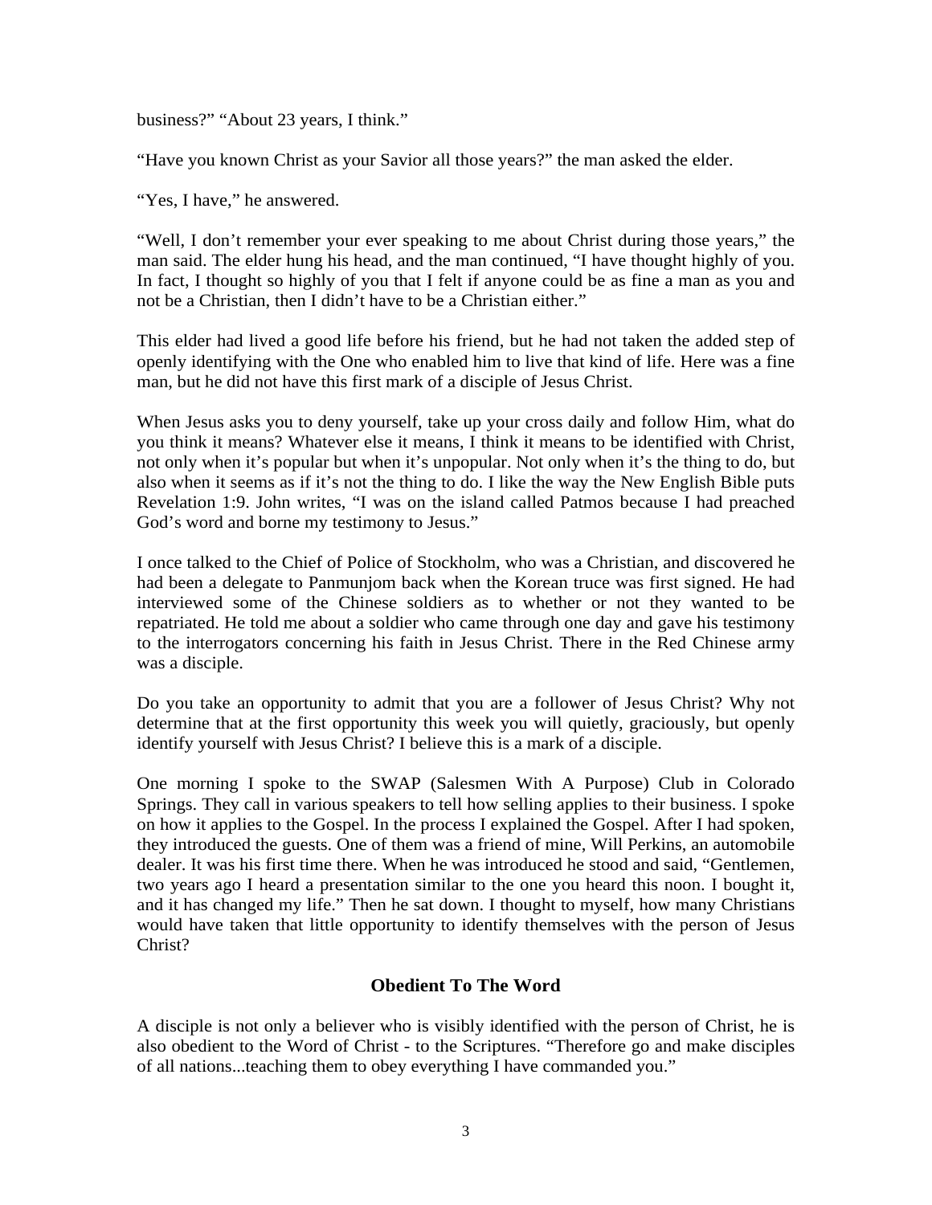business?" "About 23 years, I think."

"Have you known Christ as your Savior all those years?" the man asked the elder.

"Yes, I have," he answered.

"Well, I don't remember your ever speaking to me about Christ during those years," the man said. The elder hung his head, and the man continued, "I have thought highly of you. In fact, I thought so highly of you that I felt if anyone could be as fine a man as you and not be a Christian, then I didn't have to be a Christian either."

This elder had lived a good life before his friend, but he had not taken the added step of openly identifying with the One who enabled him to live that kind of life. Here was a fine man, but he did not have this first mark of a disciple of Jesus Christ.

When Jesus asks you to deny yourself, take up your cross daily and follow Him, what do you think it means? Whatever else it means, I think it means to be identified with Christ, not only when it's popular but when it's unpopular. Not only when it's the thing to do, but also when it seems as if it's not the thing to do. I like the way the New English Bible puts Revelation 1:9. John writes, "I was on the island called Patmos because I had preached God's word and borne my testimony to Jesus."

I once talked to the Chief of Police of Stockholm, who was a Christian, and discovered he had been a delegate to Panmunjom back when the Korean truce was first signed. He had interviewed some of the Chinese soldiers as to whether or not they wanted to be repatriated. He told me about a soldier who came through one day and gave his testimony to the interrogators concerning his faith in Jesus Christ. There in the Red Chinese army was a disciple.

Do you take an opportunity to admit that you are a follower of Jesus Christ? Why not determine that at the first opportunity this week you will quietly, graciously, but openly identify yourself with Jesus Christ? I believe this is a mark of a disciple.

One morning I spoke to the SWAP (Salesmen With A Purpose) Club in Colorado Springs. They call in various speakers to tell how selling applies to their business. I spoke on how it applies to the Gospel. In the process I explained the Gospel. After I had spoken, they introduced the guests. One of them was a friend of mine, Will Perkins, an automobile dealer. It was his first time there. When he was introduced he stood and said, "Gentlemen, two years ago I heard a presentation similar to the one you heard this noon. I bought it, and it has changed my life." Then he sat down. I thought to myself, how many Christians would have taken that little opportunity to identify themselves with the person of Jesus Christ?

### Obedient To The Word

A disciple is not only a believer who is visibly identified with the person of Christ, he is also obedient to the Word of Christ - to the Scriptures. "Therefore go and make disciples of all nations...teaching them to obey everything I have commanded you."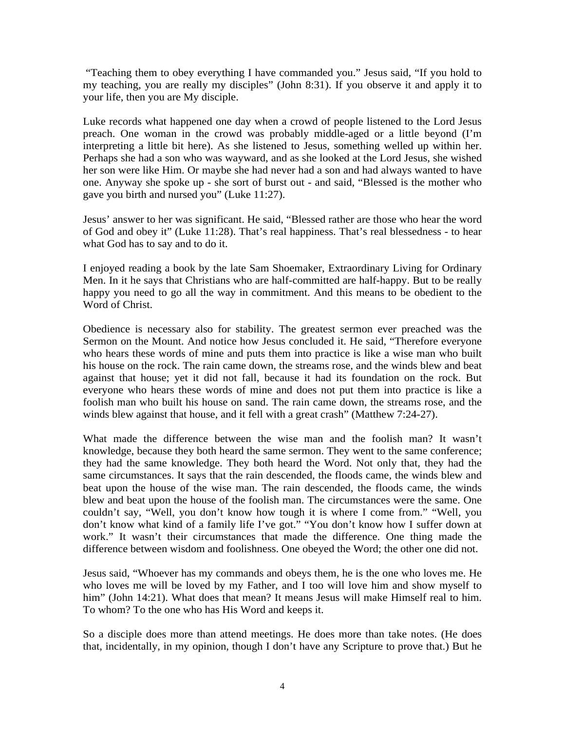"Teaching them to obey everything I have commanded you." Jesus said, "If you hold to my teaching, you are really my disciples" (John 8:31). If you observe it and apply it to your life, then you are My disciple.

Luke records what happened one day when a crowd of people listened to the Lord Jesus preach. One woman in the crowd was probably middle-aged or a little beyond (I'm interpreting a little bit here). As she listened to Jesus, something welled up within her. Perhaps she had a son who was wayward, and as she looked at the Lord Jesus, she wished her son were like Him. Or maybe she had never had a son and had always wanted to have one. Anyway she spoke up - she sort of burst out - and said, "Blessed is the mother who gave you birth and nursed you" (Luke 11:27).

Jesus' answer to her was significant. He said, "Blessed rather are those who hear the word of God and obey it" (Luke 11:28). That's real happiness. That's real blessedness - to hear what God has to say and to do it.

I enjoyed reading a book by the late Sam Shoemaker, Extraordinary Living for Ordinary Men. In it he says that Christians who are half-committed are half-happy. But to be really happy you need to go all the way in commitment. And this means to be obedient to the Word of Christ.

Obedience is necessary also for stability. The greatest sermon ever preached was the Sermon on the Mount. And notice how Jesus concluded it. He said, "Therefore everyone who hears these words of mine and puts them into practice is like a wise man who built his house on the rock. The rain came down, the streams rose, and the winds blew and beat against that house; yet it did not fall, because it had its foundation on the rock. But everyone who hears these words of mine and does not put them into practice is like a foolish man who built his house on sand. The rain came down, the streams rose, and the winds blew against that house, and it fell with a great crash" (Matthew 7:24-27).

What made the difference between the wise man and the foolish man? It wasn't knowledge, because they both heard the same sermon. They went to the same conference; they had the same knowledge. They both heard the Word. Not only that, they had the same circumstances. It says that the rain descended, the floods came, the winds blew and beat upon the house of the wise man. The rain descended, the floods came, the winds blew and beat upon the house of the foolish man. The circumstances were the same. One couldn't say, "Well, you don't know how tough it is where I come from." "Well, you don't know what kind of a family life I've got." "You don't know how I suffer down at work." It wasn't their circumstances that made the difference. One thing made the difference between wisdom and foolishness. One obeyed the Word; the other one did not.

Jesus said, "Whoever has my commands and obeys them, he is the one who loves me. He who loves me will be loved by my Father, and I too will love him and show myself to him" (John 14:21). What does that mean? It means Jesus will make Himself real to him. To whom? To the one who has His Word and keeps it.

So a disciple does more than attend meetings. He does more than take notes. (He does that, incidentally, in my opinion, though I don't have any Scripture to prove that.) But he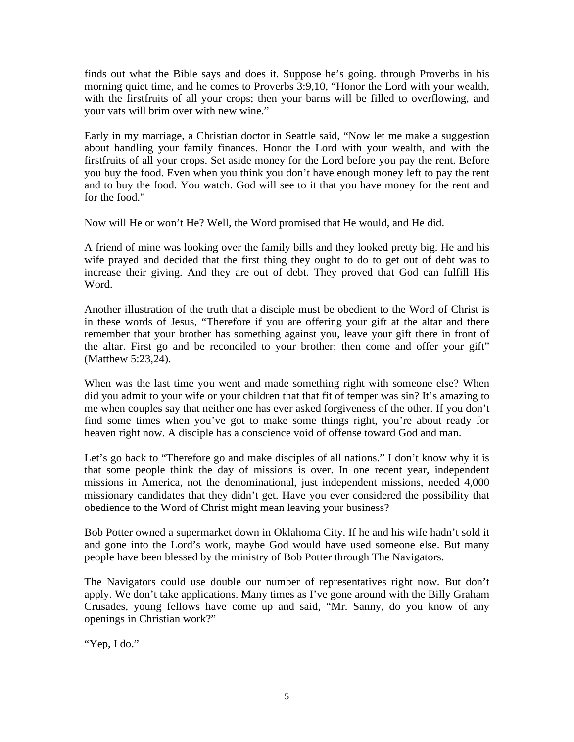finds out what the Bible says and does it. Suppose he's going. through Proverbs in his morning quiet time, and he comes to Proverbs 3:9,10, "Honor the Lord with your wealth, with the firstfruits of all your crops; then your barns will be filled to overflowing, and your vats will brim over with new wine."

Early in my marriage, a Christian doctor in Seattle said, "Now let me make a suggestion about handling your family finances. Honor the Lord with your wealth, and with the firstfruits of all your crops. Set aside money for the Lord before you pay the rent. Before you buy the food. Even when you think you don't have enough money left to pay the rent and to buy the food. You watch. God will see to it that you have money for the rent and for the food."

Now will He or won't He? Well, the Word promised that He would, and He did.

A friend of mine was looking over the family bills and they looked pretty big. He and his wife prayed and decided that the first thing they ought to do to get out of debt was to increase their giving. And they are out of debt. They proved that God can fulfill His Word.

Another illustration of the truth that a disciple must be obedient to the Word of Christ is in these words of Jesus, "Therefore if you are offering your gift at the altar and there remember that your brother has something against you, leave your gift there in front of the altar. First go and be reconciled to your brother; then come and offer your gift" (Matthew 5:23,24).

When was the last time you went and made something right with someone else? When did you admit to your wife or your children that that fit of temper was sin? It's amazing to me when couples say that neither one has ever asked forgiveness of the other. If you don't find some times when you've got to make some things right, you're about ready for heaven right now. A disciple has a conscience void of offense toward God and man.

Let's go back to "Therefore go and make disciples of all nations." I don't know why it is that some people think the day of missions is over. In one recent year, independent missions in America, not the denominational, just independent missions, needed 4,000 missionary candidates that they didn't get. Have you ever considered the possibility that obedience to the Word of Christ might mean leaving your business?

Bob Potter owned a supermarket down in Oklahoma City. If he and his wife hadn't sold it and gone into the Lord's work, maybe God would have used someone else. But many people have been blessed by the ministry of Bob Potter through The Navigators.

The Navigators could use double our number of representatives right now. But don't apply. We don't take applications. Many times as I've gone around with the Billy Graham Crusades, young fellows have come up and said, "Mr. Sanny, do you know of any openings in Christian work?"

"Yep, I do."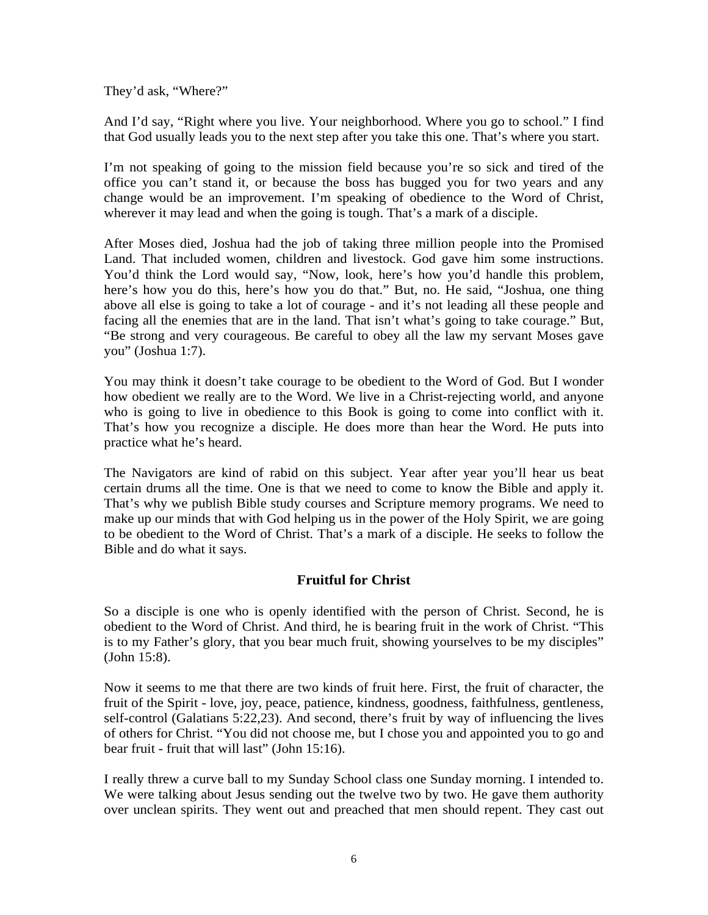They'd ask, "Where?"

And I'd say, "Right where you live. Your neighborhood. Where you go to school." I find that God usually leads you to the next step after you take this one. That's where you start.

I'm not speaking of going to the mission field because you're so sick and tired of the office you can't stand it, or because the boss has bugged you for two years and any change would be an improvement. I'm speaking of obedience to the Word of Christ, wherever it may lead and when the going is tough. That's a mark of a disciple.

After Moses died, Joshua had the job of taking three million people into the Promised Land. That included women, children and livestock. God gave him some instructions. You'd think the Lord would say, "Now, look, here's how you'd handle this problem, here's how you do this, here's how you do that." But, no. He said, "Joshua, one thing above all else is going to take a lot of courage - and it's not leading all these people and facing all the enemies that are in the land. That isn't what's going to take courage." But, "Be strong and very courageous. Be careful to obey all the law my servant Moses gave you" (Joshua 1:7).

You may think it doesn't take courage to be obedient to the Word of God. But I wonder how obedient we really are to the Word. We live in a Christ-rejecting world, and anyone who is going to live in obedience to this Book is going to come into conflict with it. That's how you recognize a disciple. He does more than hear the Word. He puts into practice what he's heard.

The Navigators are kind of rabid on this subject. Year after year you'll hear us beat certain drums all the time. One is that we need to come to know the Bible and apply it. That's why we publish Bible study courses and Scripture memory programs. We need to make up our minds that with God helping us in the power of the Holy Spirit, we are going to be obedient to the Word of Christ. That's a mark of a disciple. He seeks to follow the Bible and do what it says.

## Fruitful for Christ

So a disciple is one who is openly identified with the person of Christ. Second, he is obedient to the Word of Christ. And third, he is bearing fruit in the work of Christ. "This is to my Father's glory, that you bear much fruit, showing yourselves to be my disciples" (John 15:8).

Now it seems to me that there are two kinds of fruit here. First, the fruit of character, the fruit of the Spirit - love, joy, peace, patience, kindness, goodness, faithfulness, gentleness, self-control (Galatians 5:22,23). And second, there's fruit by way of influencing the lives of others for Christ. "You did not choose me, but I chose you and appointed you to go and bear fruit - fruit that will last" (John 15:16).

I really threw a curve ball to my Sunday School class one Sunday morning. I intended to. We were talking about Jesus sending out the twelve two by two. He gave them authority over unclean spirits. They went out and preached that men should repent. They cast out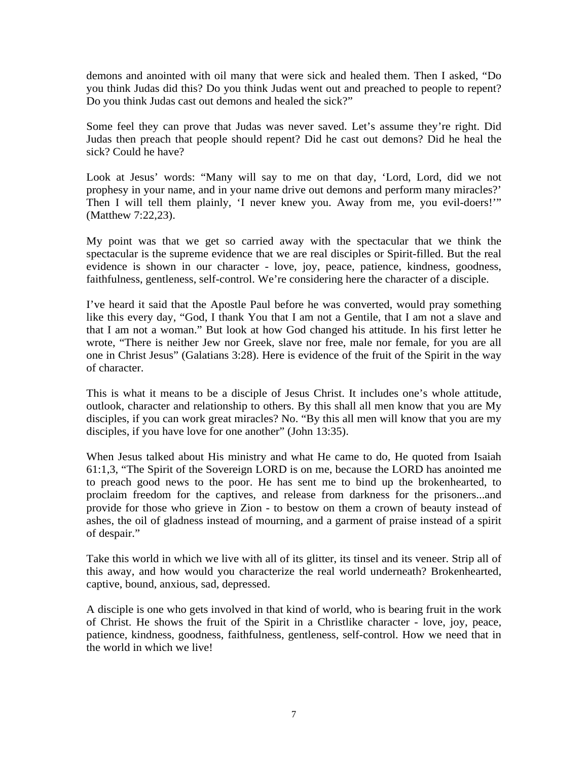demons and anointed with oil many that were sick and healed them. Then I asked, "Do you think Judas did this? Do you think Judas went out and preached to people to repent? Do you think Judas cast out demons and healed the sick?"

Some feel they can prove that Judas was never saved. Let's assume they're right. Did Judas then preach that people should repent? Did he cast out demons? Did he heal the sick? Could he have?

Look at Jesus' words: "Many will say to me on that day, 'Lord, Lord, did we not prophesy in your name, and in your name drive out demons and perform many miracles?' Then I will tell them plainly, 'I never knew you. Away from me, you evil-doers!'" (Matthew 7:22,23).

My point was that we get so carried away with the spectacular that we think the spectacular is the supreme evidence that we are real disciples or Spirit-filled. But the real evidence is shown in our character - love, joy, peace, patience, kindness, goodness, faithfulness, gentleness, self-control. We're considering here the character of a disciple.

I've heard it said that the Apostle Paul before he was converted, would pray something like this every day, "God, I thank You that I am not a Gentile, that I am not a slave and that I am not a woman." But look at how God changed his attitude. In his first letter he wrote, "There is neither Jew nor Greek, slave nor free, male nor female, for you are all one in Christ Jesus" (Galatians 3:28). Here is evidence of the fruit of the Spirit in the way of character.

This is what it means to be a disciple of Jesus Christ. It includes one's whole attitude, outlook, character and relationship to others. By this shall all men know that you are My disciples, if you can work great miracles? No. "By this all men will know that you are my disciples, if you have love for one another" (John 13:35).

When Jesus talked about His ministry and what He came to do, He quoted from Isaiah 61:1,3, "The Spirit of the Sovereign LORD is on me, because the LORD has anointed me to preach good news to the poor. He has sent me to bind up the brokenhearted, to proclaim freedom for the captives, and release from darkness for the prisoners...and provide for those who grieve in Zion - to bestow on them a crown of beauty instead of ashes, the oil of gladness instead of mourning, and a garment of praise instead of a spirit of despair."

Take this world in which we live with all of its glitter, its tinsel and its veneer. Strip all of this away, and how would you characterize the real world underneath? Brokenhearted, captive, bound, anxious, sad, depressed.

A disciple is one who gets involved in that kind of world, who is bearing fruit in the work of Christ. He shows the fruit of the Spirit in a Christlike character - love, joy, peace, patience, kindness, goodness, faithfulness, gentleness, self-control. How we need that in the world in which we live!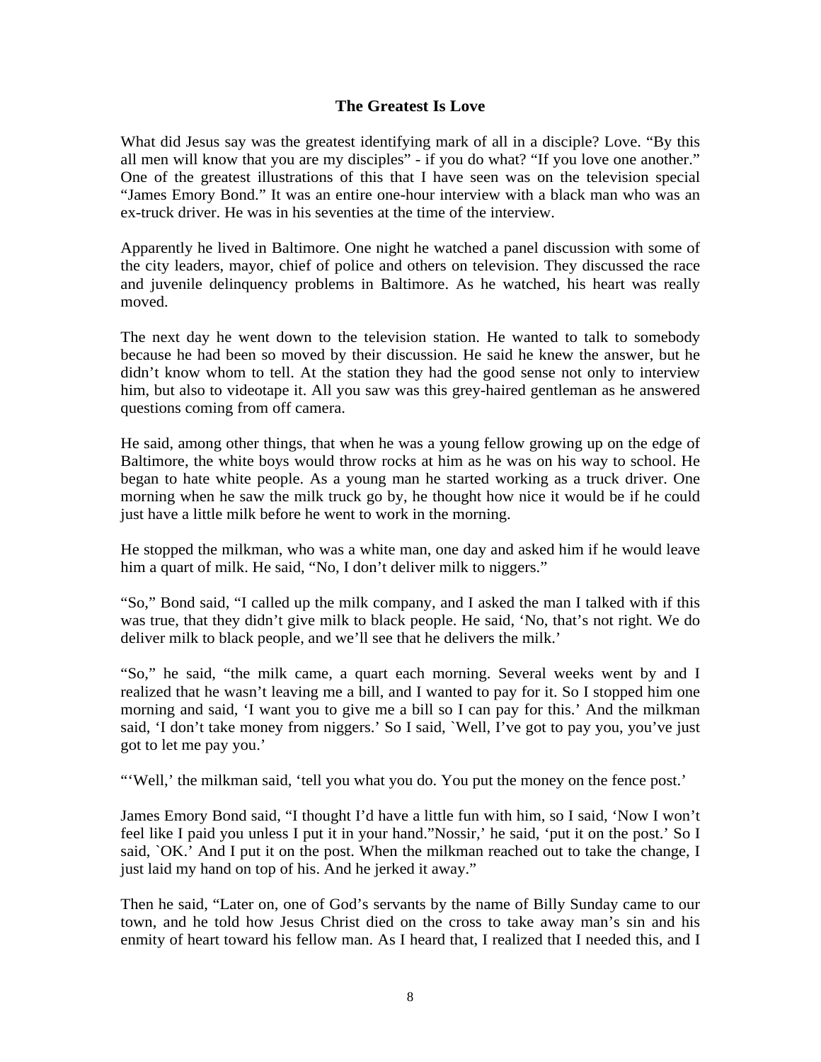## The Greatest Is Love

What did Jesus say was the greatest identifying mark of all in a disciple? Love. "By this all men will know that you are my disciples" - if you do what? "If you love one another." One of the greatest illustrations of this that I have seen was on the television special "James Emory Bond." It was an entire one-hour interview with a black man who was an ex-truck driver. He was in his seventies at the time of the interview.

Apparently he lived in Baltimore. One night he watched a panel discussion with some of the city leaders, mayor, chief of police and others on television. They discussed the race and juvenile delinquency problems in Baltimore. As he watched, his heart was really moved.

The next day he went down to the television station. He wanted to talk to somebody because he had been so moved by their discussion. He said he knew the answer, but he didn't know whom to tell. At the station they had the good sense not only to interview him, but also to videotape it. All you saw was this grey-haired gentleman as he answered questions coming from off camera.

He said, among other things, that when he was a young fellow growing up on the edge of Baltimore, the white boys would throw rocks at him as he was on his way to school. He began to hate white people. As a young man he started working as a truck driver. One morning when he saw the milk truck go by, he thought how nice it would be if he could just have a little milk before he went to work in the morning.

He stopped the milkman, who was a white man, one day and asked him if he would leave him a quart of milk. He said, "No, I don't deliver milk to niggers."

"So," Bond said, "I called up the milk company, and I asked the man I talked with if this was true, that they didn't give milk to black people. He said, 'No, that's not right. We do deliver milk to black people, and we'll see that he delivers the milk.'

"So," he said, "the milk came, a quart each morning. Several weeks went by and I realized that he wasn't leaving me a bill, and I wanted to pay for it. So I stopped him one morning and said, 'I want you to give me a bill so I can pay for this.' And the milkman said, 'I don't take money from niggers.' So I said, `Well, I've got to pay you, you've just got to let me pay you.'

"'Well,' the milkman said, 'tell you what you do. You put the money on the fence post.'

James Emory Bond said, "I thought I'd have a little fun with him, so I said, 'Now I won't feel like I paid you unless I put it in your hand."Nossir,' he said, 'put it on the post.' So I said, `OK.' And I put it on the post. When the milkman reached out to take the change, I just laid my hand on top of his. And he jerked it away."

Then he said, "Later on, one of God's servants by the name of Billy Sunday came to our town, and he told how Jesus Christ died on the cross to take away man's sin and his enmity of heart toward his fellow man. As I heard that, I realized that I needed this, and I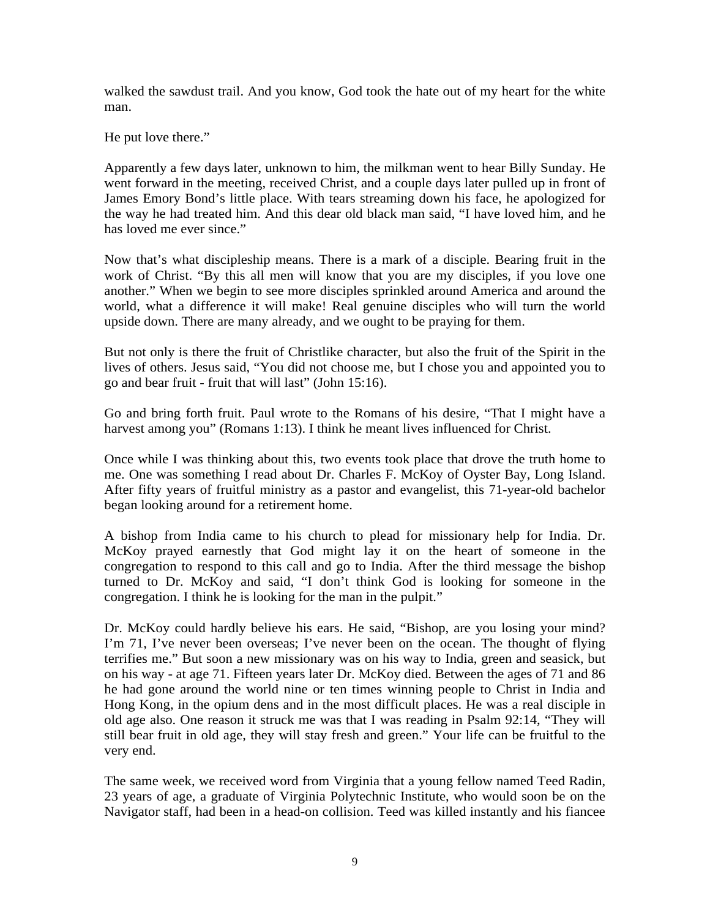walked the sawdust trail. And you know, God took the hate out of my heart for the white man.

He put love there."

Apparently a few days later, unknown to him, the milkman went to hear Billy Sunday. He went forward in the meeting, received Christ, and a couple days later pulled up in front of James Emory Bond's little place. With tears streaming down his face, he apologized for the way he had treated him. And this dear old black man said, "I have loved him, and he has loved me ever since."

Now that's what discipleship means. There is a mark of a disciple. Bearing fruit in the work of Christ. "By this all men will know that you are my disciples, if you love one another." When we begin to see more disciples sprinkled around America and around the world, what a difference it will make! Real genuine disciples who will turn the world upside down. There are many already, and we ought to be praying for them.

But not only is there the fruit of Christlike character, but also the fruit of the Spirit in the lives of others. Jesus said, "You did not choose me, but I chose you and appointed you to go and bear fruit - fruit that will last" (John 15:16).

Go and bring forth fruit. Paul wrote to the Romans of his desire, "That I might have a harvest among you" (Romans 1:13). I think he meant lives influenced for Christ.

Once while I was thinking about this, two events took place that drove the truth home to me. One was something I read about Dr. Charles F. McKoy of Oyster Bay, Long Island. After fifty years of fruitful ministry as a pastor and evangelist, this 71-year-old bachelor began looking around for a retirement home.

A bishop from India came to his church to plead for missionary help for India. Dr. McKoy prayed earnestly that God might lay it on the heart of someone in the congregation to respond to this call and go to India. After the third message the bishop turned to Dr. McKoy and said, "I don't think God is looking for someone in the congregation. I think he is looking for the man in the pulpit."

Dr. McKoy could hardly believe his ears. He said, "Bishop, are you losing your mind? I'm 71, I've never been overseas; I've never been on the ocean. The thought of flying terrifies me." But soon a new missionary was on his way to India, green and seasick, but on his way - at age 71. Fifteen years later Dr. McKoy died. Between the ages of 71 and 86 he had gone around the world nine or ten times winning people to Christ in India and Hong Kong, in the opium dens and in the most difficult places. He was a real disciple in old age also. One reason it struck me was that I was reading in Psalm 92:14, "They will still bear fruit in old age, they will stay fresh and green." Your life can be fruitful to the very end.

The same week, we received word from Virginia that a young fellow named Teed Radin, 23 years of age, a graduate of Virginia Polytechnic Institute, who would soon be on the Navigator staff, had been in a head-on collision. Teed was killed instantly and his fiancee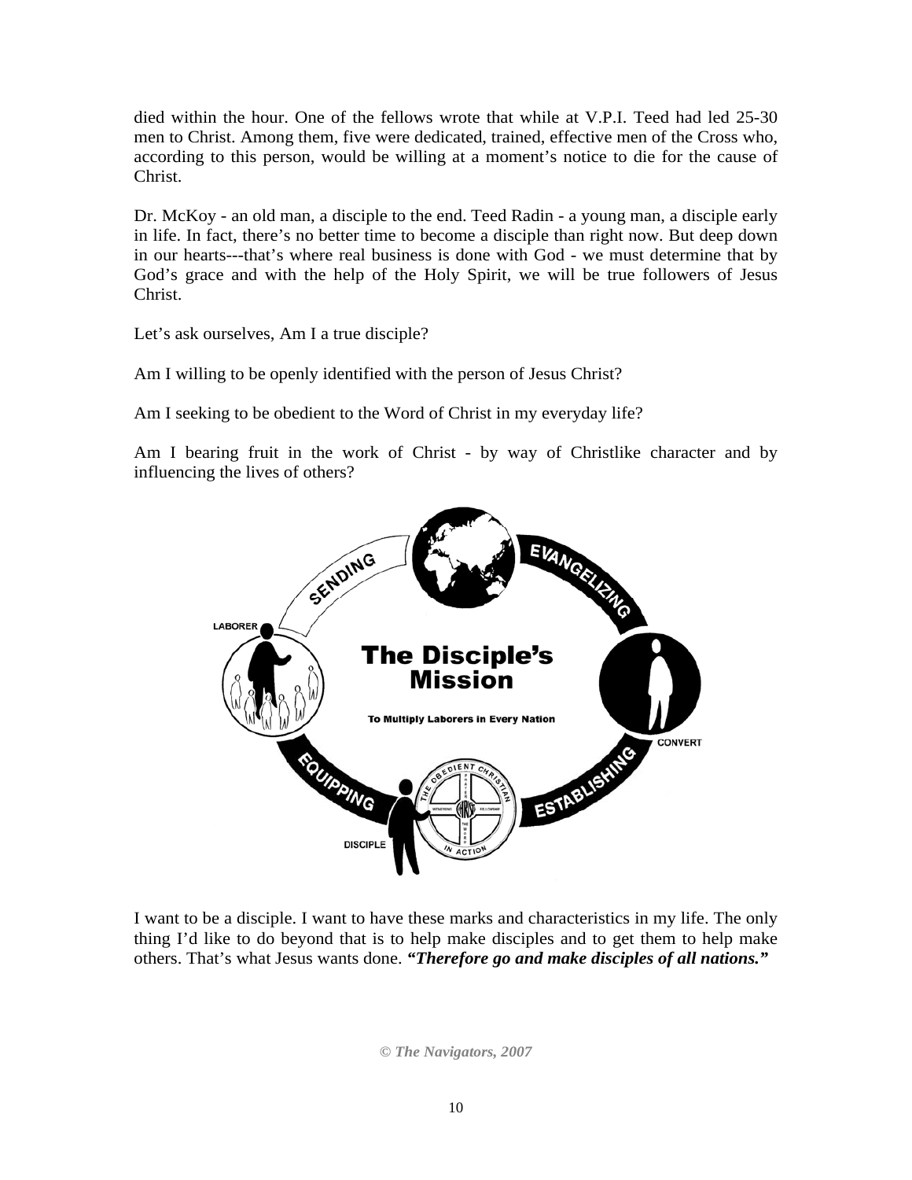died within the hour. One of the fellows wrote that while at V.P.I. Teed had led 25-30 men to Christ. Among them, five were dedicated, trained, effective men of the Cross who, according to this person, would be willing at a moment's notice to die for the cause of Christ.

Dr. McKoy - an old man, a disciple to the end. Teed Radin - a young man, a disciple early in life. In fact, there's no better time to become a disciple than right now. But deep down in our hearts---that's where real business is done with God - we must determine that by God's grace and with the help of the Holy Spirit, we will be true followers of Jesus Christ.

Let's ask ourselves, Am I a true disciple?

Am I willing to be openly identified with the person of Jesus Christ?

Am I seeking to be obedient to the Word of Christ in my everyday life?

Am I bearing fruit in the work of Christ - by way of Christlike character and by influencing the lives of others?

SENDING

EVANGELIZING

LABORER

**The Disciple's Mission**

To Multiply Laborers in Every Nation

CONVERT

EQUIPPING

ESTABLISHING

DISCIPLE

THE OBEDIENT CHRISTIAN IN ACTION

I want to be a disciple. I want to have these marks and characteristics in my life. The only thing I'd like to do beyond that is to help make disciples and to get them to help make others. That's what Jesus wants done. ***"Therefore go and make disciples of all nations."***